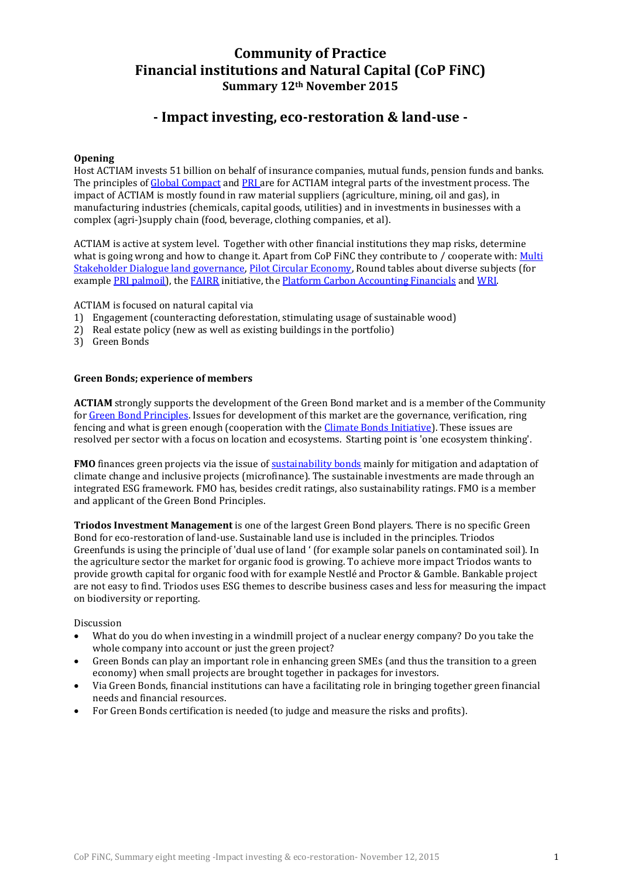# Community of Practice
# Financial institutions and Natural Capital (CoP FiNC)
### Summary 12th November 2015

## - Impact investing, eco-restoration & land-use -

**Opening**

Host ACTIAM invests 51 billion on behalf of insurance companies, mutual funds, pension funds and banks. The principles of Global Compact and PRI are for ACTIAM integral parts of the investment process. The impact of ACTIAM is mostly found in raw material suppliers (agriculture, mining, oil and gas), in manufacturing industries (chemicals, capital goods, utilities) and in investments in businesses with a complex (agri-)supply chain (food, beverage, clothing companies, et al).

ACTIAM is active at system level. Together with other financial institutions they map risks, determine what is going wrong and how to change it. Apart from CoP FiNC they contribute to / cooperate with: Multi Stakeholder Dialogue land governance, Pilot Circular Economy, Round tables about diverse subjects (for example PRI palmoil), the FAIRR initiative, the Platform Carbon Accounting Financials and WRI.

ACTIAM is focused on natural capital via

1) Engagement (counteracting deforestation, stimulating usage of sustainable wood)
2) Real estate policy (new as well as existing buildings in the portfolio)
3) Green Bonds

**Green Bonds; experience of members**

**ACTIAM** strongly supports the development of the Green Bond market and is a member of the Community for Green Bond Principles. Issues for development of this market are the governance, verification, ring fencing and what is green enough (cooperation with the Climate Bonds Initiative). These issues are resolved per sector with a focus on location and ecosystems. Starting point is 'one ecosystem thinking'.

**FMO** finances green projects via the issue of sustainability bonds mainly for mitigation and adaptation of climate change and inclusive projects (microfinance). The sustainable investments are made through an integrated ESG framework. FMO has, besides credit ratings, also sustainability ratings. FMO is a member and applicant of the Green Bond Principles.

**Triodos Investment Management** is one of the largest Green Bond players. There is no specific Green Bond for eco-restoration of land-use. Sustainable land use is included in the principles. Triodos Greenfunds is using the principle of 'dual use of land ' (for example solar panels on contaminated soil). In the agriculture sector the market for organic food is growing. To achieve more impact Triodos wants to provide growth capital for organic food with for example Nestlé and Proctor & Gamble. Bankable project are not easy to find. Triodos uses ESG themes to describe business cases and less for measuring the impact on biodiversity or reporting.

Discussion

- What do you do when investing in a windmill project of a nuclear energy company? Do you take the whole company into account or just the green project?
- Green Bonds can play an important role in enhancing green SMEs (and thus the transition to a green economy) when small projects are brought together in packages for investors.
- Via Green Bonds, financial institutions can have a facilitating role in bringing together green financial needs and financial resources.
- For Green Bonds certification is needed (to judge and measure the risks and profits).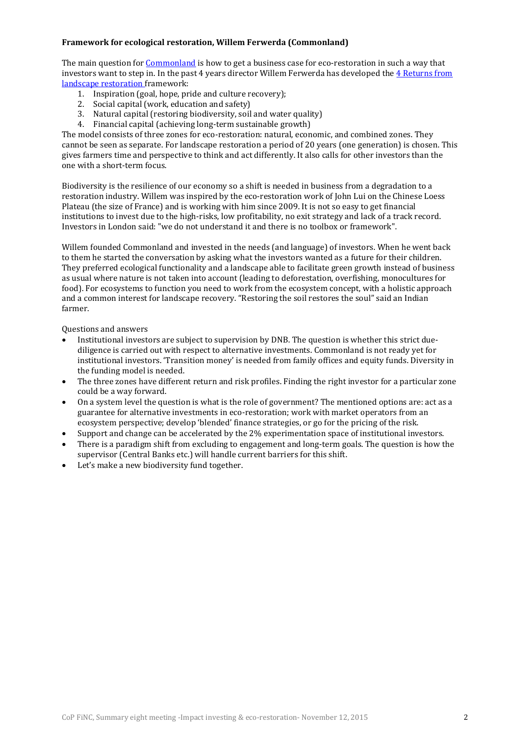**Framework for ecological restoration, Willem Ferwerda (Commonland)**

The main question for Commonland is how to get a business case for eco-restoration in such a way that investors want to step in. In the past 4 years director Willem Ferwerda has developed the 4 Returns from landscape restoration framework:

1. Inspiration (goal, hope, pride and culture recovery);
2. Social capital (work, education and safety)
3. Natural capital (restoring biodiversity, soil and water quality)
4. Financial capital (achieving long-term sustainable growth)

The model consists of three zones for eco-restoration: natural, economic, and combined zones. They cannot be seen as separate. For landscape restoration a period of 20 years (one generation) is chosen. This gives farmers time and perspective to think and act differently. It also calls for other investors than the one with a short-term focus.

Biodiversity is the resilience of our economy so a shift is needed in business from a degradation to a restoration industry. Willem was inspired by the eco-restoration work of John Lui on the Chinese Loess Plateau (the size of France) and is working with him since 2009. It is not so easy to get financial institutions to invest due to the high-risks, low profitability, no exit strategy and lack of a track record. Investors in London said: "we do not understand it and there is no toolbox or framework".

Willem founded Commonland and invested in the needs (and language) of investors. When he went back to them he started the conversation by asking what the investors wanted as a future for their children. They preferred ecological functionality and a landscape able to facilitate green growth instead of business as usual where nature is not taken into account (leading to deforestation, overfishing, monocultures for food). For ecosystems to function you need to work from the ecosystem concept, with a holistic approach and a common interest for landscape recovery. "Restoring the soil restores the soul" said an Indian farmer.

Questions and answers

- Institutional investors are subject to supervision by DNB. The question is whether this strict due-diligence is carried out with respect to alternative investments. Commonland is not ready yet for institutional investors. 'Transition money' is needed from family offices and equity funds. Diversity in the funding model is needed.
- The three zones have different return and risk profiles. Finding the right investor for a particular zone could be a way forward.
- On a system level the question is what is the role of government? The mentioned options are: act as a guarantee for alternative investments in eco-restoration; work with market operators from an ecosystem perspective; develop 'blended' finance strategies, or go for the pricing of the risk.
- Support and change can be accelerated by the 2% experimentation space of institutional investors.
- There is a paradigm shift from excluding to engagement and long-term goals. The question is how the supervisor (Central Banks etc.) will handle current barriers for this shift.
- Let's make a new biodiversity fund together.